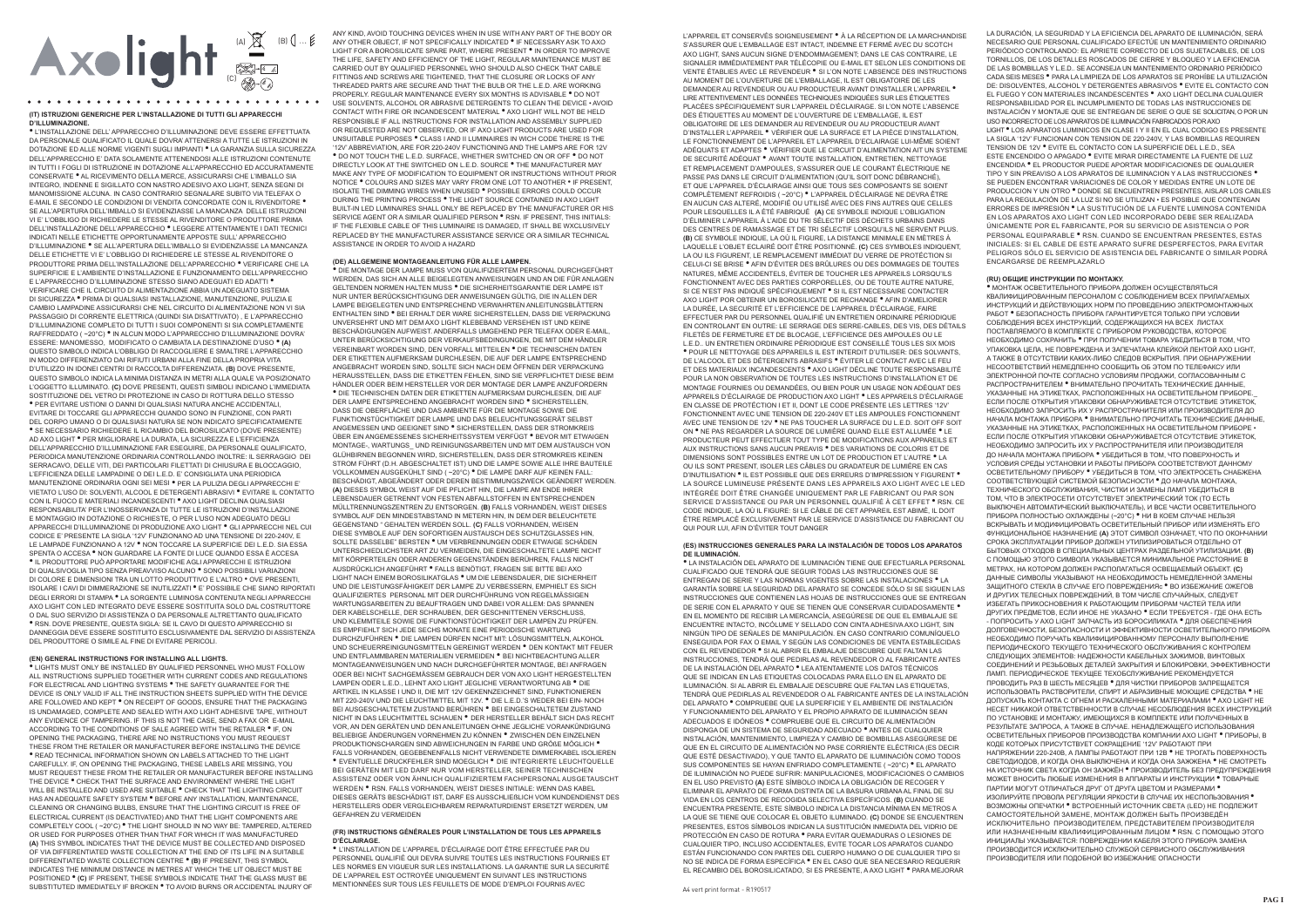# Axolight

(A) (B) (C)

## (IT) ISTRUZIONI GENERICHE PER L'INSTALLAZIONE DI TUTTI GLI APPARECCHI D'ILLUMINAZIONE.

• L'INSTALLAZIONE DELL' APPARECCHIO D'ILLUMINAZIONE DEVE ESSERE EFFETTUATA DA PERSONALE QUALIFICATO IL QUALE DOVRA' ATTENERSI A TUTTE LE ISTRUZIONI IN DOTAZIONE ED ALLE NORME VIGENTI SUGLI IMPIANTI • LA GARANZIA SULLA SICUREZZA DELL'APPARECCHIO E' DATA SOLAMENTE ATTENENDOSI ALLE ISTRUZIONI CONTENUTE IN TUTTI I FOGLI DI ISTRUZIONE IN DOTAZIONE ALL'APPARECCHIO ED ACCURATAMENTE CONSERVATE • AL RICEVIMENTO DELLA MERCE, ASSICURARSI CHE L'IMBALLO SIA INTEGRO, INDENNE E SIGILLATO CON NASTRO ADESIVO AXO LIGHT, SENZA SEGNI DI MANOMISSIONE ALCUNA. IN CASO CONTRARIO SEGNALARE SUBITO VIA TELEFAX O E-MAIL E SECONDO LE CONDIZIONI DI VENDITA CONCORDATE CON IL RIVENDITORE • SE ALL'APERTURA DELL'IMBALLO SI EVIDENZIASSE LA MANCANZA DELLE ISTRUZIONI VI E' L'OBBLIGO DI RICHIEDERE LE STESSE AL RIVENDITORE O PRODUTTORE PRIMA DELL'INSTALLAZIONE DELL'APPARECCHIO • LEGGERE ATTENTAMENTE I DATI TECNICI INDICATI NELLE ETICHETTE OPPORTUNAMENTE APPOSTE SULL' APPARECCHIO D'ILLUMINAZIONE • SE ALL'APERTURA DELL'IMBALLO SI EVIDENZIASSE LA MANCANZA DELLE ETICHETTE VI E' L'OBBLIGO DI RICHIEDERE LE STESSE AL RIVENDITORE O PRODUTTORE PRIMA DELL'INSTALLAZIONE DELL'APPARECCHIO • VERIFICARE CHE LA SUPERFICIE E L'AMBIENTE D'INSTALLAZIONE E FUNZIONAMENTO DELL'APPARECCHIO E L'APPARECCHIO D'ILLUMINAZIONE STESSO SIANO ADEGUATI ED ADATTI • VERIFICARE CHE IL CIRCUITO DI ALIMENTAZIONE ABBIA UN ADEGUATO SISTEMA DI SICUREZZA • PRIMA DI QUALSIASI INSTALLAZIONE, MANUTENZIONE, PULIZIA E CAMBIO LAMPADINE ASSICURARSI CHE NEL CIRCUITO DI ALIMENTAZIONE NON VI SIA PASSAGGIO DI CORRENTE ELETTRICA (QUINDI SIA DISATTIVATO) . E L'APPARECCHIO D'ILLUMINAZIONE COMPLETO DI TUTTI I SUOI COMPONENTI SI SIA COMPLETAMENTE RAFFREDDATO ( ~20°C) • IN ALCUN MODO L'APPARECCHIO D'ILLUMINAZIONE DOVRA' ESSERE: MANOMESSO, MODIFICATO O CAMBIATA LA DESTINAZIONE D'USO • (A) QUESTO SIMBOLO INDICA L'OBBLIGO DI RACCOGLIERE E SMALTIRE L'APPARECCHIO IN MODO DIFFERENZIATO DAI RIFIUTI URBANI ALLA FINE DELLA PROPRIA VITA D'UTILIZZO IN IDONEI CENTRI DI RACCOLTA DIFFERENZIATA. (B) DOVE PRESENTE, QUESTO SIMBOLO INDICA LA MINIMA DISTANZA IN METRI ALLA QUALE VA POSIZIONATO L'OGGETTO ILLUMINATO. (C) DOVE PRESENTI, QUESTI SIMBOLI INDICANO L'IMMEDIATA SOSTITUZIONE DEL VETRO DI PROTEZIONE IN CASO DI ROTTURA DELLO STESSO • PER EVITARE USTIONI O DANNI DI QUALSIASI NATURA ANCHE ACCIDENTALI, EVITARE DI TOCCARE GLI APPARECCHI QUANDO SONO IN FUNZIONE, CON PARTI DEL CORPO UMANO O DI QUALSIASI NATURA SE NON INDICATO SPECIFICATAMENTE • SE NECESSARIO RICHIEDERE IL RICAMBIO DEL BOROSILICATO (DOVE PRESENTE) AD AXO LIGHT • PER MIGLIORARE LA DURATA, LA SICUREZZA E L'EFFICIENZA DELL'APPARECCHIO D'ILLUMINAZIONE FAR ESEGUIRE, DA PERSONALE QUALIFICATO, PERIODICA MANUTENZIONE ORDINARIA CONTROLLANDO INOLTRE: IL SERRAGGIO DEI SERRACAVO, DELLE VITI, DEI PARTICOLARI FILETTATI DI CHIUSURA E BLOCCAGGIO, L'EFFICIENZA DELLE LAMPADINE O DEI L.E.D. E' CONSIGLIATA UNA PERIODICA MANUTENZIONE ORDINARIA OGNI SEI MESI • PER LA PULIZIA DEGLI APPARECCHI E' VIETATO L'USO DI: SOLVENTI, ALCOOL E DETERGENTI ABRASIVI • EVITARE IL CONTATTO CON IL FUOCO E MATERIALI INCANDESCENTI • AXO LIGHT DECLINA QUALSIASI RESPONSABILITA' PER L'INOSSERVANZA DI TUTTE LE ISTRUZIONI D'INSTALLAZIONE E MONTAGGIO IN DOTAZIONE O RICHIESTE, O PER L'USO NON ADEGUATO DEGLI APPARECCHI D'ILLUMINAZIONE DI PRODUZIONE AXO LIGHT • GLI APPARECCHI NEL CUI CODICE E' PRESENTE LA SIGLA '12V' FUNZIONANO AD UNA TENSIONE DI 220-240V, E LE LAMPADE FUNZIONANO A 12V • NON TOCCARE LA SUPERFICIE DEI L.E.D. SIA ESSA SPENTA O ACCESA • NON GUARDARE LA FONTE DI LUCE QUANDO ESSA E' ACCESA • IL PRODUTTORE PUÒ APPORTARE MODIFICHE AGLI APPARECCHI E ISTRUZIONI DI QUALSIVOGLIA TIPO SENZA PREAVVISO ALCUNO • SONO POSSIBILI VARIAZIONI DI COLORE E DIMENSIONI TRA UN LOTTO PRODUTTIVO E L'ALTRO • OVE PRESENTI, ISOLARE I CAVI DI DIMMERAZIONE SE INUTILIZZATI • E' POSSIBILE CHE SIANO RIPORTATI DEGLI ERRORI DI STAMPA • LA SORGENTE LUMINOSA CONTENUTA NEGLI APPARECCHI AXO LIGHT CON LED INTEGRATO DEVE ESSERE SOSTITUITA SOLO DAL COSTRUTTORE O DAL SUO SERVIZIO DI ASSISTENZA O DA PERSONALE ALTRETTANTO QUALIFICATO • RSN. DOVE PRESENTE, QUESTA SIGLA: SE IL CAVO DI QUESTO APPARECCHIO SI DANNEGGIA DEVE ESSERE SOSTITUITO ESCLUSIVAMENTE DAL SERVIZIO DI ASSISTENZA DEL PRODUTTORE O SIMILE AL FINE DI EVITARE PERICOLI.

## (EN) GENERAL INSTRUCTIONS FOR INSTALLING ALL LIGHTS.

• LIGHTS MUST ONLY BE INSTALLED BY QUALIFIED PERSONNEL WHO MUST FOLLOW ALL INSTRUCTIONS SUPPLIED TOGETHER WITH CURRENT CODES AND REGULATIONS FOR ELECTRICAL AND LIGHTING SYSTEMS • THE SAFETY GUARANTEE FOR THE DEVICE IS ONLY VALID IF ALL THE INSTRUCTION SHEETS SUPPLIED WITH THE DEVICE ARE FOLLOWED AND KEPT • ON RECEIPT OF GOODS, ENSURE THAT THE PACKAGING IS UNDAMAGED, COMPLETE AND SEALED WITH AXO LIGHT ADHESIVE TAPE, WITHOUT ANY EVIDENCE OF TAMPERING. IF THIS IS NOT THE CASE, SEND A FAX OR E-MAIL ACCORDING TO THE CONDITIONS OF SALE AGREED WITH THE RETAILER • IF, ON OPENING THE PACKAGING, THERE ARE NO INSTRUCTIONS YOU MUST REQUEST THESE FROM THE RETAILER OR MANUFACTURER BEFORE INSTALLING THE DEVICE • READ TECHNICAL INFORMATION SHOWN ON LABELS ATTACHED TO THE LIGHT CAREFULLY. IF, ON OPENING THE PACKAGING, THESE LABELS ARE MISSING, YOU MUST REQUEST THESE FROM THE RETAILER OR MANUFACTURER BEFORE INSTALLING THE DEVICE • CHECK THAT THE SURFACE AND ENVIRONMENT WHERE THE LIGHT WILL BE INSTALLED AND USED ARE SUITABLE • CHECK THAT THE LIGHTING CIRCUIT HAS AN ADEQUATE SAFETY SYSTEM • BEFORE ANY INSTALLATION, MAINTENANCE, CLEANING OR CHANGING BULBS, ENSURE THAT THE LIGHTING CIRCUIT IS FREE OF ELECTRICAL CURRENT (IS DEACTIVATED) AND THAT THE LIGHT COMPONENTS ARE COMPLETELY COOL (~20°C) • THE LIGHT SHOULD IN NO WAY BE: TAMPERED, ALTERED OR USED FOR PURPOSES OTHER THAN THAT FOR WHICH IT WAS MANUFACTURED (A) THIS SYMBOL INDICATES THAT THE DEVICE MUST BE COLLECTED AND DISPOSED OF VIA DIFFERENTIATED WASTE COLLECTION AT THE END OF ITS LIFE IN A SUITABLE DIFFERENTIATED WASTE COLLECTION CENTRE • (B) IF PRESENT, THIS SYMBOL INDICATES THE MINIMUM DISTANCE IN METRES AT WHICH THE LIT OBJECT MUST BE POSITIONED • (C) IF PRESENT, THESE SYMBOLS INDICATE THAT THE GLASS MUST BE SUBSTITUTED IMMEDIATELY IF BROKEN • TO AVOID BURNS OR ACCIDENTAL INJURY OF ANY KIND, AVOID TOUCHING DEVICES WHEN IN USE WITH ANY PART OF THE BODY OR ANY OTHER OBJECT, IF NOT SPECIFICALLY INDICATED • IF NECESSARY ASK TO AXO LIGHT FOR A BOROSILICATE SPARE PART, WHERE PRESENT • IN ORDER TO IMPROVE THE LIFE, SAFETY AND EFFICIENCY OF THE LIGHT, REGULAR MAINTENANCE MUST BE CARRIED OUT BY QUALIFIED PERSONNEL WHO SHOULD ALSO CHECK THAT CABLE FITTINGS AND SCREWS ARE TIGHTENED, THAT THE CLOSURE OR LOCKS OF ANY THREADED PARTS ARE SECURE AND THAT THE BULB OR THE L.E.D. ARE WORKING PROPERLY. REGULAR MAINTENANCE EVERY SIX MONTHS IS ADVISABLE • DO NOT USE SOLVENTS, ALCOHOL OR ABRASIVE DETERGENTS TO CLEAN THE DEVICE • AVOID CONTACT WITH FIRE OR INCANDESCENT MATERIAL • AXO LIGHT WILL NOT BE HELD RESPONSIBLE IF ALL INSTRUCTIONS FOR INSTALLATION AND ASSEMBLY SUPPLIED OR REQUESTED ARE NOT OBSERVED, OR IF AXO LIGHT PRODUCTS ARE USED FOR UNSUITABLE PURPOSES • CLASS I AND II LUMINAIRES IN WICH CODE THERE IS THE '12V' ABBREVIATION, ARE FOR 220-240V FUNCTIONING AND THE LAMPS ARE FOR 12V • DO NOT TOUCH THE L.E.D. SURFACE, WHETHER SWITCHED ON OR OFF • DO NOT DIRECTLY LOOK AT THE SWITCHED ON L.E.D. SOURCE • THE MANUFACTURER MAY MAKE ANY TYPE OF MODIFICATION TO EQUIPMENT OR INSTRUCTIONS WITHOUT PRIOR NOTICE • COLOURS AND SIZES MAY VARY FROM ONE LOT TO ANOTHER • IF PRESENT, ISOLATE THE DIMMING WIRES WHEN UNUSED • POSSIBLE ERRORS COULD OCCUR DURING THE PRINTING PROCESS • THE LIGHT SOURCE CONTAINED IN AXO LIGHT BUILT-IN LED LUMINAIRES SHALL ONLY BE REPLACED BY THE MANUFACTURER OR HIS SERVICE AGENT OR A SIMILAR QUALIFIED PERSON • RSN. IF PRESENT, THIS INITIALS: IF THE FLEXIBLE CABLE OF THIS LUMINAIRE IS DAMAGED, IT SHALL BE WXCLUSIVELY REPLACED BY THE MANUFACTURER ASSISTANCE SERVICE OR A SIMILAR TECHNICAL ASSISTANCE IN ORDER TO AVOID A HAZARD

## (DE) ALLGEMEINE MONTAGEANLEITUNG FÜR ALLE LAMPEN.

• DIE MONTAGE DER LAMPE MUSS VON QUALIFIZIERTEM PERSONAL DURCHGEFÜHRT WERDEN, DAS SICH AN ALLE BEIGELEGTEN ANWEISUNGEN UND AN DIE FÜR ANLAGEN GELTENDEN NORMEN HALTEN MUSS • DIE SICHERHEITSGARANTIE DER LAMPE IST NUR UNTER BERÜCKSICHTIGUNG DER ANWEISUNGEN GÜLTIG, DIE IN ALLEN DER LAMPE BEIGELEGTEN UND ENTSPRECHEND VERWAHRTEN ANLEITUNGSBLÄTTERN ENTHALTEN SIND • BEI ERHALT DER WARE SICHERSTELLEN, DASS DIE VERPACKUNG UNVERSEHRT UND MIT DEM AXO LIGHT KLEBEBAND VERSEHEN IST UND KEINE BESCHÄDIGUNGEN AUFWEIST. ANDERFALLS UMGEHEND PER TELEFAX ODER E-MAIL, UNTER BERÜCKSICHTIGUNG DER VERKAUFSBEDINGUNGEN, DIE MIT DEM HÄNDLER VEREINBART WORDEN SIND, DEN VORFALL MITTEILEN • DIE TECHNISCHEN DATEN DER ETIKETTEN AUFMERKSAM DURCHLESEN, DIE AUF DER LAMPE ENTSPRECHEND ANGEBRACHT WORDEN SIND, SOLLTE SICH NACH DEM ÖFFNEN DER VERPACKUNG HERAUSSTELLEN, DASS DIE ETIKETTEN FEHLEN, SIND SIE VERPFLICHTET DIESE BEIM HÄNDLER ODER BEIM HERSTELLER VOR DER MONTAGE DER LAMPE ANZUFORDERN • DIE TECHNISCHEN DATEN DER ETIKETTEN AUFMERKSAM DURCHLESEN, DIE AUF DER LAMPE ENTSPRECHEND ANGEBRACHT WORDEN SIND • SICHERSTELLEN, DASS DIE OBERFLÄCHE UND DAS AMBIENTE FÜR DIE MONTAGE SOWIE DIE FUNKTIONSTÜCHTIGKEIT DER LAMPE UND DAS BELEUCHTUNGSGERÄT SELBST ANGEMESSEN UND GEEIGNET SIND • SICHERSTELLEN, DASS DER STROMKREIS ÜBER EIN ANGEMESSENES SICHERHEITSSYSTEM VERFÜGT • BEVOR MIT ETWAIGEN MONTAGE-, WARTUNGS_ UND REINIGUNGSARBEITEN UND MIT DEM AUSTAUSCH VON GLÜHBIRNEN BEGONNEN WIRD, SICHERSTELLEN, DASS DER STROMKREIS KEINEN STROM FÜHRT (D.H. ABGESCHALTET IST) UND DIE LAMPE SOWIE ALLE IHRE BAUTEILE VOLLKOMMEN AUSGEKÜHLT SIND (~20°C) • DIE LAMPE DARF AUF KEINEN FALL: BESCHÄDIGT, ABGEÄNDERT ODER DEREN BESTIMMUNGSZWECK GEÄNDERT WERDEN. (A) DIESES SYMBOL WEIST AUF DIE PFLICHT HIN, DIE LAMPE AM ENDE IHRER LEBENSDAUER GETRENNT VOM FESTEN ABFALLSTOFFEN IN ENTSPRECHENDEN MÜLLTRENNUNGSZENTREN ZU ENTSORGEN. (B) FALLS VORHANDEN, WEIST DIESES SYMBOL AUF DEN MINDESTABSTAND IN METERN HIN, IN DEM DER BELEUCHTETE GEGENSTAND " GEHALTEN WERDEN SOLL. (C) FALLS VORHANDEN, WEISEN DIESE SYMBOLE AUF DEN SOFORTIGEN AUSTAUSCH DES SCHUTZGLASES HIN, SOLLTE DASSELBE" BERSTEN • UM VERBRENNUNGEN ODER ETWAIGE SCHÄDEN UNTERSCHIEDLICHSTER ART ZU VERMEIDEN, DIE EINGESCHALTETE LAMPE NICHT MIT KÖRPERTEILEN ODER ANDEREN GEGENSTÄNDEN BERÜHREN, FALLS NICHT AUSDRÜCKLICH ANGEFÜHRT • FALLS BENÖTIGT, FRAGEN SIE BITTE BEI AXO LIGHT NACH EINEM BOROSILIKATGLAS • UM DIE LEBENSDAUER, DIE SICHERHEIT UND DIE LEISTUNGSFÄHIGKEIT DER LAMPE ZU VERBESSERN, EMPFIEHLT ES SICH QUALIFIZIERTES PERSONAL MIT DER DURCHFÜHRUNG VON REGELMÄSSIGEN WARTUNGSARBEITEN ZU BEAUFTRAGEN UND DABEI VOR ALLEM: DAS SPANNEN DER KABELSCHELLE, DER SCHRAUBEN, DER GESCHNITTENEN VERSCHLUSS, UND KLEMMTEILE SOWIE DIE FUNKTIONSTÜCHTIGKEIT DER LAMPEN ZU PRÜFEN. ES EMPFIEHLT SICH JEDE SECHS MONATE EINE PERIODISCHE WARTUNG DURCHZUFÜHREN • DIE LAMPEN DÜRFEN NICHT MIT: LÖSUNGSMITTELN, ALKOHOL UND SCHEUERREINIGUNGSMITTELN GEREINIGT WERDEN • DEN KONTAKT MIT FEUER UND ENTFLAMMBAREN MATERIALIEN VERMEIDEN • BEI NICHTBEACHTUNG ALLER MONTAGEANWEISUNGEN UND NACH DURCHGEFÜHRTER MONTAGE, BEI ANFRAGEN ODER BEI NICHT SACHGEMÄSSEM GEBRAUCH DER VON AXO LIGHT HERGESTELLTEN LAMPEN ODER L.E.D., LEHNT AXO LIGHT JEGLICHE VERANTWORTUNG AB • DIE ARTIKEL IN KLASSE I UND II, DIE MIT 12V GEKENNZEICHNET SIND, FUNKTIONIEREN MIT 220-240V UND DIE LEUCHTMITTEL MIT 12V. • DIE L.E.D.'S WEDER BEI EIN- NOCH BEI AUSGESCHALTETEM ZUSTAND BERÜHREN • BEI EINGESCHALTETEM ZUSTAND NICHT IN DAS LEUCHTMITTEL SCHAUEN • DER HERSTELLER BEHÄLT SICH DAS RECHT VOR, AN DEN GERÄTEN UND DEN ANLEITUNGEN OHNE JEGLICHE VORANKÜNDIGUNG BELIEBIGE ÄNDERUNGEN VORNEHMEN ZU KÖNNEN • ZWISCHEN DEN EINZELNEN PRODUKTIONSCHARGEN SIND ABWEICHUNGEN IN FARBE UND GRÖßE MÖGLICH • FALLS VORHANDEN, GEGEBENENFALLS NICHT VERWENDETE DIMMERKABEL ISOLIEREN • EVENTUELLE DRUCKFEHLER SIND MOEGLICH • DIE INTEGRIERTE LEUCHTQUELLE BEI GERÄTEN MIT LED DARF NUR VOM HERSTELLER, SEINER TECHNISCHEN ASSISTENZ ODER VON ÄHNLICH QUALIFIZIERTEM FACHPERSONAL AUSGETAUSCHT WERDEN • RSN. FALLS VORHANDEN, WEIST DIESES INITIALE: WENN DAS KABEL DIESES GERÄTS BESCHÄDIGT IST, DARF ES AUSSCHLIEßLICH VOM KUNDENDIENST DES HERSTELLERS ODER VERGLEICHBAREM REPARATURDIENST ERSETZT WERDEN, UM GEFAHREN ZU VERMEIDEN

## (FR) INSTRUCTIONS GÉNÉRALES POUR L'INSTALLATION DE TOUS LES APPAREILS D'ÉCLAIRAGE.

• L'INSTALLATION DE L'APPAREIL D'ÉCLAIRAGE DOIT ÊTRE EFFECTUÉE PAR DU PERSONNEL QUALIFIÉ QUI DEVRA SUIVRE TOUTES LES INSTRUCTIONS FOURNIES ET LES NORMES EN VIGUEUR SUR LES INSTALLATIONS. LA GARANTIE SUR LA SÉCURITÉ DE L'APPAREIL EST OCTROYÉE UNIQUEMENT EN SUIVANT LES INSTRUCTIONS MENTIONNÉES SUR TOUS LES FEUILLETS DE MODE D'EMPLOI FOURNIS AVEC L'APPAREIL ET CONSERVÉS SOIGNEUSEMENT • À LA RÉCEPTION DE LA MARCHANDISE S'ASSURER QUE L'EMBALLAGE EST INTACT, INDEMNE ET FERMÉ AVEC DU SCOTCH AXO LIGHT, SANS AUCUN SIGNE D'ENDOMMAGEMENT; DANS LE CAS CONTRAIRE, LE SIGNALER IMMÉDIATEMENT PAR TÉLÉCOPIE OU E-MAIL ET SELON LES CONDITIONS DE VENTE ÉTABLIES AVEC LE REVENDEUR • SI L'ON NOTE L'ABSENCE DES INSTRUCTIONS AU MOMENT DE L'OUVERTURE DE L'EMBALLAGE, IL EST OBLIGATOIRE DE LES DEMANDER AU REVENDEUR OU AU PRODUCTEUR AVANT D'INSTALLER L'APPAREIL • LIRE ATTENTIVEMENT LES DONNÉES TECHNIQUES INDIQUÉES SUR LES ÉTIQUETTES PLACÉES SPÉCIFIQUEMENT SUR L'APPAREIL D'ÉCLAIRAGE. SI L'ON NOTE L'ABSENCE DES ÉTIQUETTES AU MOMENT DE L'OUVERTURE DE L'EMBALLAGE, IL EST OBLIGATOIRE DE LES DEMANDER AU REVENDEUR OU AU PRODUCTEUR AVANT D'INSTALLER L'APPAREIL • VÉRIFIER QUE LA SURFACE ET LA PIÈCE D'INSTALLATION, LE FONCTIONNEMENT DE L'APPAREIL ET L'APPAREIL D'ÉCLAIRAGE LUI-MÊME SOIENT ADÉQUATS ET ADAPTÉS • VÉRIFIER QUE LE CIRCUIT D'ALIMENTATION AIT UN SYSTEME DE SÉCURITÉ ADÉQUAT • AVANT TOUTE INSTALLATION, ENTRETIEN, NETTOYAGE ET REMPLACEMENT D'AMPOULES, S'ASSURER QUE LE COURANT ÉLECTRIQUE NE PASSE PAS DANS LE CIRCUIT D'ALIMENTATION (QU'IL SOIT DONC DÉBRANCHÉ), ET QUE L'APPAREIL D'ÉCLAIRAGE AINSI QUE TOUS SES COMPOSANTS SE SOIENT COMPLÈTEMENT REFROIDIS (~20°C) • L'APPAREIL D'ÉCLAIRAGE NE DEVRA ÊTRE EN AUCUN CAS ALTÉRÉ, MODIFIÉ OU UTILISÉ AVEC DES FINS AUTRES QUE CELLES POUR LESQUELLES IL A ÉTÉ FABRIQUÉ (A) CE SYMBOLE INDIQUE L'OBLIGATION D'ÉLIMINER L'APPAREIL À L'AIDE DU TRI SÉLECTIF DES DÉCHETS URBAINS DANS DES CENTRES DE RAMASSAGE ET DE TRI SÉLECTIF LORSQU'IL NE SERVENT PLUS. (B) CE SYMBOLE INDIQUE, LA OÙ IL FIGURE, LA DISTANCE MINIMALE EN MÈTRES À LAQUELLE L'OBJET ÉCLAIRÉ DOIT ÊTRE POSITIONNÉ. (C) CES SYMBOLES INDIQUENT, LA OÙ ILS FIGURENT, LE REMPLACEMENT IMMÉDIAT DU VERRE DE PROTECTION SI CELUI-CI SE BRISE • AFIN D'ÉVITER DES BRÛLURES OU DES DOMMAGES DE TOUTES NATURES, MÊME ACCIDENTELS, ÉVITER DE TOUCHER LES APPAREILS LORSQU'ILS FONCTIONNENT AVEC DES PARTIES CORPORELLES, OU DE TOUTE AUTRE NATURE, SI CE N'EST PAS INDIQUÉ SPÉCIFIQUEMENT • SI IL EST NÉCESSAIRE CONTACTER AXO LIGHT POR OBTENIR UN BOROSILICATE DE RECHANGE • AFIN D'AMÉLIORER LA DURÉE, LA SÉCURITÉ ET L'EFFICIENCE DE L'APPAREIL D'ÉCLAIRAGE, FAIRE EFFECTUER PAR DU PERSONNEL QUALIFIÉ UN ENTRETIEN ORDINAIRE PÉRIODIQUE EN CONTRÔLANT EN OUTRE: LE SERRAGE DES SERRE-CÂBLES, DES VIS, DES DÉTAILS FILETÉS DE FERMETURE ET DE BLOCAGE, L'EFFICIENCE DES AMPOULES OU LE L.E.D.. UN ENTRETIEN ORDINAIRE PÉRIODIQUE EST CONSEILLÉ TOUS LES SIX MOIS • POUR LE NETTOYAGE DES APPAREILS IL EST INTERDIT D'UTILISER: DES SOLVANTS, DE L'ALCOOL ET DES DÉTERGENTS ABRASIFS • ÉVITER LE CONTACT AVEC LE FEU ET DES MATÉRIAUX INCANDESCENTS • AXO LIGHT DÉCLINE TOUTE RESPONSABILITÉ POUR LA NON OBSERVATION DE TOUTES LES INSTRUCTIONS D'INSTALLATION ET DE MONTAGE FOURNIES OU DEMANDÉES, OU BIEN POUR UN USAGE NON ADÉQUAT DES APPAREILS D'ÉCLAIRAGE DE PRODUCTION AXO LIGHT • LES APPAREILS D'ÉCLAIRAGE EN CLASSE DE PROTECTION I ET II, DONT LE CODE PRÉSENTE LES LETTRES '12V' FONCTIONNENT AVEC UNE TENSION DE 220-240V ET LES AMPOULES FONCTIONNENT AVEC UNE TENSION DE 12V • NE PAS TOUCHER LA SURFACE DU L.E.D. SOIT OFF SOIT ON • NE PAS REGARDER LA SOURCE DE LUMIÈRE QUAND ELLE EST ALLUMÉE • LE PRODUCTEUR PEUT EFFECTUER TOUT TYPE DE MODIFICATION AUX APPAREILS ET AUX INSTRUCTIONS SANS AUCUN PRÉAVIS • DES VARIATIONS DE COLORIS ET DE DIMENSIONS SONT POSSIBLES ENTRE UN LOT DE PRODUCTION ET L'AUTRE • LA OU ILS SONT PRESENT, ISOLER LES CÂBLES DU GRADATEUR DE LUMIÈRE EN CAS D'INUTILISATION • IL EST POSSIBLE QU'IL Y AIT DES ERREURS D'IMPRESSION • FIGURENT • LA SOURCE LUMINEUSE PRÉSENTE DANS LES APPAREILS AXO LIGHT AVEC LE LED INTÉGRÉE DOIT ÊTRE CHANGÉE UNIQUEMENT PAR LE FABRICANT OU PAR SON SERVICE D'ASSISTANCE OU PAR UN PERSONNEL QUALIFIÉ À CET EFFET • RSN. CE CODE INDIQUE, LA OÙ IL FIGURE: SI LE CÂBLE DE CET APPAREIL EST ABÎMÉ, IL DOIT ÊTRE REMPLACÉ EXCLUSIVEMENT PAR LE SERVICE D'ASSISTANCE DU FABRICANT OU QUI POUR LUI, AFIN D'ÉVITER TOUT DANGER

## (ES) INSTRUCCIONES GENERALES PARA LA INSTALACIÓN DE TODOS LOS APARATOS DE ILUMINACIÓN.

• LA INSTALACIÓN DEL APARATO DE ILUMINACIÓN TIENE QUE EFECTUARLA PERSONAL CUALIFICADO QUE TENDRÁ QUE SEGUIR TODAS LAS INSTRUCCIONES QUE SE ENTREGAN DE SERIE Y LAS NORMAS VIGENTES SOBRE LAS INSTALACIONES • LA GARANTÍA SOBRE LA SEGURIDAD DEL APARATO SE CONCEDE SÓLO SI SE SIGUEN LAS INSTRUCCIONES QUE CONTIENEN LAS HOJAS DE INSTRUCCIONES QUE SE ENTREGAN DE SERIE CON EL APARATO Y QUE SE TIENEN QUE CONSERVAR CUIDADOSAMENTE • EN EL MOMENTO DE RECIBIR LA MERCANCÍA, ASEGÚRESE DE QUE EL EMBALAJE SE ENCUENTRE INTACTO, INCÓLUME Y SELLADO CON CINTA ADHESIVA AXO LIGHT, SIN NINGÚN TIPO DE SEÑALES DE MANIPULACIÓN. EN CASO CONTRARIO COMUNÍQUELO ENSEGUIDA POR FAX O EMAIL Y SEGÚN LAS CONDICIONES DE VENTA ESTABLECIDAS CON EL REVENDEDOR • SI AL ABRIR EL EMBALAJE DESCUBRE QUE FALTAN LAS INSTRUCCIONES, TENDRÁ QUE PEDIRLAS AL REVENDEDOR O AL FABRICANTE ANTES DE LA INSTALACIÓN DEL APARATO • LEA ATENTAMENTE LOS DATOS TÉCNICOS QUE SE INDICAN EN LAS ETIQUETAS COLOCADAS PARA ELLO EN EL APARATO DE ILUMINACIÓN. SI AL ABRIR EL EMBALAJE DESCUBRE QUE FALTAN LAS ETIQUETAS, TENDRÁ QUE PEDIRLAS AL REVENDEDOR O AL FABRICANTE ANTES DE LA INSTALACIÓN DEL APARATO • COMPRUEBE QUE LA SUPERFICIE Y EL AMBIENTE DE INSTALACIÓN Y FUNCIONAMIENTO DEL APARATO Y EL PROPIO APARATO DE ILUMINACIÓN SEAN ADECUADOS E IDÓNEOS • COMPRUEBE QUE EL CIRCUITO DE ALIMENTACIÓN DISPONGA DE UN SISTEMA DE SEGURIDAD ADECUADO • ANTES DE CUALQUIER INSTALACIÓN, MANTENIMIENTO, LIMPIEZA Y CAMBIO DE BOMBILLAS ASEGÚRESE DE QUE EN EL CIRCUITO DE ALIMENTACIÓN NO PASE CORRIENTE ELÉCTRICA (ES DECIR QUE ESTÉ DESACTIVADO), Y QUE TANTO EL APARATO DE ILUMINACIÓN COMO TODOS SUS COMPONENTES SE HAYAN ENFRIADO COMPLETAMENTE ( ~20°C) • EL APARATO DE ILUMINACIÓN NO PUEDE SUFRIR: MANIPULACIONES, MODIFICACIONES O CAMBIOS EN EL USO PREVISTO (A) ESTE SÍMBOLO INDICA LA OBLIGACIÓN DE RECOGER Y ELIMINAR EL APARATO DE FORMA DISTINTA DE LA BASURA URBANA AL FINAL DE SU VIDA EN LOS CENTROS DE RECOGIDA SELECTIVA ESPECÍFICOS. (B) CUANDO SE ENCUENTRA PRESENTE, ESTE SÍMBOLO INDICA LA DISTANCIA MÍNIMA EN METROS A LA QUE SE TIENE QUE COLOCAR EL OBJETO ILUMINADO. (C) DONDE SE ENCUENTREN PRESENTES, ESTOS SÍMBOLOS INDICAN LA SUSTITUCIÓN INMEDIATA DEL VIDRIO DE PROTECCIÓN EN CASO DE ROTURA • PARA EVITAR QUEMADURAS O LESIONES DE CUALQUIER TIPO, INCLUSO ACCIDENTALES, EVITE TOCAR LOS APARATOS CUANDO ESTÁN FUNCIONANDO CON PARTES DEL CUERPO HUMANO O DE CUALQUIER TIPO SI NO SE INDICA DE FORMA ESPECÍFICA • EN EL CASO QUE SEA NECESARIO REQUERIR EL RECAMBIO DEL BOROSILICATADO, SI ES PRESENTE, A AXO LIGHT • PARA MEJORAR LA DURACIÓN, LA SEGURIDAD Y LA EFICIENCIA DEL APARATO DE ILUMINACIÓN, SERÁ NECESARIO QUE PERSONAL CUALIFICADO EFECTÚE UN MANTENIMIENTO ORDINARIO PERIÓDICO CONTROLANDO: EL APRIETE CORRECTO DE LOS SUJETACABLES, DE LOS TORNILLOS, DE LOS DETALLES ROSCADOS DE CIERRE Y BLOQUEO Y LA EFICIENCIA DE LAS BOMBILLAS Y L.E.D.. SE ACONSEJA UN MANTENIMIENTO ORDINARIO PERIÓDICO CADA SEIS MESES • PARA LA LIMPIEZA DE LOS APARATOS SE PROHÍBE LA UTILIZACIÓN DE: DISOLVENTES, ALCOHOL Y DETERGENTES ABRASIVOS • EVITE EL CONTACTO CON EL FUEGO Y CON MATERIALES INCANDESCENTES • AXO LIGHT DECLINA CUALQUIER RESPONSABILIDAD POR EL INCUMPLIMIENTO DE TODAS LAS INSTRUCCIONES DE INSTALACIÓN Y MONTAJE QUE SE ENTREGAN DE SERIE O QUE SE SOLICITAN, O POR UN USO INCORRECTO DE LOS APARATOS DE ILUMINACIÓN FABRICADOS POR AXO LIGHT • LOS APARATOS LUMINICOS EN CLASE I Y II EN EL CUAL CODIGO ES PRESENTE LA SIGLA '12V' FUNCIONAN CON TENSION DE 220-240V, Y LAS BOMBILLAS REQUIREN TENSION DE 12V • EVITE EL CONTACTO CON LA SUPERFICIE DEL L.E.D., SEA ESTE ENCENDIDO O APAGADO • EVITE MIRAR DIRECTAMENTE LA FUENTE DE LUZ ENCENDIDA • EL PRODUCTOR PUEDE APORTAR MODIFICACIONES DE QUALQUIER TIPO Y SIN PREAVISO A LOS APARATOS DE ILUMINACION Y A LAS INSTRUCCIONES • SE PUEDEN ENCONTRAR VARIACIONES DE COLOR Y MEDIDAS ENTRE UN LOTE DE PRODUCCION Y UN OTRO • DONDE SE ENCUENTREN PRESENTES, AISLAR LOS CABLES PARA LA REGULACIÓN DE LA LUZ SI NO SE UTILIZAN • ES POSIBLE QUE CONTENGAN ERRORES DE IMPRESIÓN • LA SUSTITUCIÓN DE LA FUENTE LUMINOSA CONTENIDA EN LOS APARATOS AXO LIGHT CON LED INCORPORADO DEBE SER REALIZADA ÚNICAMENTE POR EL FABRICANTE, POR SU SERVICIO DE ASISTENCIA O POR PERSONAL EQUIPARABLE • RSN. CUANDO SE ENCUENTRAN PRESENTES, ESTAS INICIALES: SI EL CABLE DE ESTE APARATO SUFRE DESPERFECTOS, PARA EVITAR PELIGROS SÓLO EL SERVICIO DE ASISTENCIA DEL FABRICANTE O SIMILAR PODRÁ ENCARGARSE DE REEMPLAZARLO

## (RU) ОБЩИЕ ИНСТРУКЦИИ ПО МОНТАЖУ.

• МОНТАЖ ОСВЕТИТЕЛЬНОГО ПРИБОРА ДОЛЖЕН ОСУЩЕСТВЛЯТЬСЯ КВАЛИФИЦИРОВАННЫМ ПЕРСОНАЛОМ С СОБЛЮДЕНИЕМ ВСЕХ ПРИЛАГАЕМЫХ ИНСТРУКЦИЙ И ДЕЙСТВУЮЩИХ НОРМ ПО ПРОВЕДЕНИЮ ЭЛЕКТРОМОНТАЖНЫХ РАБОТ • БЕЗОПАСНОСТЬ ПРИБОРА ГАРАНТИРУЕТСЯ ТОЛЬКО ПРИ УСЛОВИИ СОБЛЮДЕНИЯ ВСЕХ ИНСТРУКЦИЙ, СОДЕРЖАЩИХСЯ НА ВСЕХ ЛИСТАХ ПОСТАВЛЯЕМОГО В КОМПЛЕКТЕ С ПРИБОРОМ РУКОВОДСТВА, КОТОРОЕ НЕОБХОДИМО СОХРАНИТЬ • ПРИ ПОЛУЧЕНИИ ТОВАРА УБЕДИТЬСЯ В ТОМ, ЧТО УПАКОВКА ЦЕЛА, НЕ ПОВРЕЖДЕНА И ЗАПЕЧАТАНА КЛЕЙКОЙ ЛЕНТОЙ AXO LIGHT, А ТАКЖЕ В ОТСУТСТВИИ КАКИХ-ЛИБО СЛЕДОВ ВСКРЫТИЯ. ПРИ ОБНАРУЖЕНИИ НЕСООТВЕТСТВИЙ НЕМЕДЛЕННО СООБЩИТЬ ОБ ЭТОМ ПО ТЕЛЕФАКСУ ИЛИ ЭЛЕКТРОННОЙ ПОЧТЕ СОГЛАСНО УСЛОВИЯМ ПРОДАЖИ, СОГЛАСОВАННЫМ С РАСПРОСТРАНИТЕЛЕМ • ВНИМАТЕЛЬНО ПРОЧИТАТЬ ТЕХНИЧЕСКИЕ ДАННЫЕ, УКАЗАННЫЕ НА ЭТИКЕТКАХ, РАСПОЛОЖЕННЫХ НА ОСВЕТИТЕЛЬНОМ ПРИБОРЕ. ЕСЛИ ПОСЛЕ ОТКРЫТИЯ УПАКОВКИ ОБНАРУЖИВАЕТСЯ ОТСУТСТВИЕ ЭТИКЕТОК, НЕОБХОДИМО ЗАПРОСИТЬ ИХ У РАСПРОСТРАНИТЕЛЯ ИЛИ ПРОИЗВОДИТЕЛЯ ДО НАЧАЛА МОНТАЖА ПРИБОРА • ВНИМАТЕЛЬНО ПРОЧИТАТЬ ТЕХНИЧЕСКИЕ ДАННЫЕ, УКАЗАННЫЕ НА ЭТИКЕТКАХ, РАСПОЛОЖЕННЫХ НА ОСВЕТИТЕЛЬНОМ ПРИБОРЕ • ЕСЛИ ПОСЛЕ ОТКРЫТИЯ УПАКОВКИ ОБНАРУЖИВАЕТСЯ ОТСУТСТВИЕ ЭТИКЕТОК, НЕОБХОДИМО ЗАПРОСИТЬ ИХ У РАСПРОСТРАНИТЕЛЯ ИЛИ ПРОИЗВОДИТЕЛЯ ДО НАЧАЛА МОНТАЖА ПРИБОРА • УБЕДИТЬСЯ В ТОМ, ЧТО ПОВЕРХНОСТЬ И УСЛОВИЯ СРЕДЫ УСТАНОВКИ И РАБОТЫ ПРИБОРА СООТВЕТСТВУЮТ ДАННОМУ ОСВЕТИТЕЛЬНОМУ ПРИБОРУ • УБЕДИТЬСЯ В ТОМ, ЧТО ЭЛЕКТРОСЕТЬ СНАБЖЕНА СООТВЕТСТВУЮЩЕЙ СИСТЕМОЙ БЕЗОПАСНОСТИ • ДО НАЧАЛА МОНТАЖА, ТЕХНИЧЕСКОГО ОБСЛУЖИВАНИЯ, ЧИСТКИ И ЗАМЕНЫ ЛАМП УБЕДИТЬСЯ В ТОМ, ЧТО В ЭЛЕКТРОСЕТИ ОТСУТСТВУЕТ ЭЛЕКТРИЧЕСКИЙ ТОК (ТО ЕСТЬ ВЫКЛЮЧЕН АВТОМАТИЧЕСКИЙ ВЫКЛЮЧАТЕЛЬ), И ВСЕ ЧАСТИ ОСВЕТИТЕЛЬНОГО ПРИБОРА ПОЛНОСТЬЮ ОХЛАЖДЕНЫ (~20°C) • НИ В КОЕМ СЛУЧАЕ НЕЛЬЗЯ ВСКРЫВАТЬ И МОДИФИЦИРОВАТЬ ОСВЕТИТЕЛЬНЫЙ ПРИБОР ИЛИ ИЗМЕНЯТЬ ЕГО ФУНКЦИОНАЛЬНОЕ НАЗНАЧЕНИЕ (A) ЭТОТ СИМВОЛ ОЗНАЧАЕТ, ЧТО ПО ОКОНЧАНИИ СРОКА ЭКСПЛУАТАЦИИ ПРИБОР ДОЛЖЕН УТИЛИЗИРОВАТЬСЯ ОТДЕЛЬНО ОТ БЫТОВЫХ ОТХОДОВ В СПЕЦИАЛЬНЫХ ЦЕНТРАХ РАЗДЕЛЬНОЙ УТИЛИЗАЦИИ. (B) С ПОМОЩЬЮ ЭТОГО СИМВОЛА УКАЗЫВАЕТСЯ МИНИМАЛЬНОЕ РАССТОЯНИЕ В МЕТРАХ, НА КОТОРОМ ДОЛЖЕН РАСПОЛАГАТЬСЯ ОСВЕЩАЕМЫЙ ОБЪЕКТ. (C) ДАННЫЕ СИМВОЛЫ УКАЗЫВАЮТ НА НЕОБХОДИМОСТЬ НЕМЕДЛЕННОЙ ЗАМЕНЫ ЗАЩИТНОГО СТЕКЛА В СЛУЧАЕ ЕГО ПОВРЕЖДЕНИЯ • ВО ИЗБЕЖАНИЕ ОЖЕГОВ И ДРУГИХ ТЕЛЕСНЫХ ПОВРЕЖДЕНИЙ, В ТОМ ЧИСЛЕ СЛУЧАЙНЫХ, СЛЕДУЕТ ИЗБЕГАТЬ ПРИКОСНОВЕНИЯ К РАБОТАЮЩИМ ПРИБОРАМ ЧАСТЕЙ ТЕЛА ИЛИ ДРУГИХ ПРЕДМЕТОВ, ЕСЛИ ИНОЕ НЕ УКАЗАНО • ЕСЛИ ТРЕБУЕТСЯ - ГДЕ ОНА ЕСТЬ - ПОПРОСИТЬ У AXO LIGHT ЗАПЧАСТЬ ИЗ БОРОСИЛИКАТА • ДЛЯ ОБЕСПЕЧЕНИЯ ДОЛГОВЕЧНОСТИ, БЕЗОПАСНОСТИ И ЭФФЕКТИВНОСТИ ОСВЕТИТЕЛЬНОГО ПРИБОРА НЕОБХОДИМО ПОРУЧАТЬ КВАЛИФИЦИРОВАННОМУ ПЕРСОНАЛУ ВЫПОЛНЕНИЕ ПЕРИОДИЧЕСКОГО ТЕКУЩЕГО ТЕХНИЧЕСКОГО ОБСЛУЖИВАНИЯ С КОНТРОЛЕМ СЛЕДУЮЩИХ ЭЛЕМЕНТОВ: НАДЕЖНОСТИ КАБЕЛЬНЫХ ЗАЖИМОВ, ВИНТОВЫХ СОЕДИНЕНИЙ И РЕЗЬБОВЫХ ДЕТАЛЕЙ ЗАКРЫТИЯ И БЛОКИРОВКИ, ЭФФЕКТИВНОСТИ ЛАМП. ПЕРИОДИЧЕСКОЕ ТЕКУЩЕЕ ТЕХОБСЛУЖИВАНИЕ РЕКОМЕНДУЕТСЯ ПРОВОДИТЬ РАЗ В ШЕСТЬ МЕСЯЦЕВ • ДЛЯ ЧИСТКИ ПРИБОРОВ ЗАПРЕЩАЕТСЯ ИСПОЛЬЗОВАТЬ РАСТВОРИТЕЛИ, СПИРТ И АБРАЗИВНЫЕ МОЮЩИЕ СРЕДСТВА • НЕ ДОПУСКАТЬ КОНТАКТА С ОГНЕМ И РАСКАЛЕННЫМИ МАТЕРИАЛАМИ • AXO LIGHT НЕ НЕСЕТ НИКАКОЙ ОТВЕТСТВЕННОСТИ В СЛУЧАЕ НЕСОБЛЮДЕНИЯ ВСЕХ ИНСТРУКЦИЙ ПО УСТАНОВКЕ И МОНТАЖУ, ИМЕЮЩИХСЯ В КОМПЛЕКТЕ ИЛИ ПОЛУЧЕННЫХ В РЕЗУЛЬТАТЕ ЗАПРОСА, А ТАКЖЕ В СЛУЧАЕ НЕНАДЛЕЖАЩЕГО ИСПОЛЬЗОВАНИЯ ОСВЕТИТЕЛЬНЫХ ПРИБОРОВ ПРОИЗВОДСТВА КОМПАНИИ AXO LIGHT • ПРИБОРЫ, В КОДЕ КОТОРЫХ ПРИСУТСТВУЕТ СОКРАЩЕНИЕ '12V' РАБОТАЮТ ПРИ НАПРЯЖЕНИИ 220-240В, А ЛАМПЫ РАБОТАЮТ ПРИ 12В • НЕ ТРОГАТЬ ПОВЕРХНОСТЬ СВЕТОДИОДОВ, И КОГДА ОНА ВЫКЛЮЧЕНА И КОГДА ОНА ЗАЖЖЕНА • НЕ СМОТРЕТЬ НА ИСТОЧНИК СВЕТА КОГДА ОН ЗАЖЖЕН • ПРОИЗВОДИТЕЛЬ БЕЗ ПРЕДУПРЕЖДЕНИЯ МОЖЕТ ВНОСИТЬ ЛЮБЫЕ ИЗМЕНЕНИЯ В АППАРАТЫ И ИНСТРУКЦИИ • ТОВАРНЫЕ ПАРТИИ МОГУТ ОТЛИЧАТЬСЯ ДРУГ ОТ ДРУГА ЦВЕТОМ И РАЗМЕРАМИ • ИЗОЛИРУЙТЕ ПРОВОДА РЕГУЛЯЦИИ ЯРКОСТИ В СЛУЧАЕ ИХ НЕСПОЛЬЗОВАНИЯ • ВОЗМОЖНЫ ОПЕЧАТКИ • ВСТРОЕННЫЙ ИСТОЧНИК СВЕТА (LED) НЕ ПОДЛЕЖИТ САМОСТОЯТЕЛЬНОЙ ЗАМЕНЕ. МОНТАЖ ДОЛЖЕН БЫТЬ ПРОИЗВЕДЁН ИСКЛЮЧИТЕЛЬНО ПРОИЗВОДИТЕЛЕМ, ПРЕДСТАВИТЕЛЕМ ПРОИЗВОДИТЕЛЯ ИЛИ НАЗНАЧЕННЫМ КВАЛИФИЦИРОВАННЫМ ЛИЦОМ • RSN. С ПОМОЩЬЮ ЭТОГО ИНИЦИАЛЫ УКАЗЫВАЕТСЯ: ПОВРЕЖДЕНИИ КАБЕЛЯ ЭТОГО ПРИБОРА ЗАМЕНА ПРОИЗВОДИТСЯ ИСКЛЮЧИТЕЛЬНО СЛУЖБОЙ СЕРВИСНОГО ОБСЛУЖИВАНИЯ ПРОИЗВОДИТЕЛЯ ИЛИ ПОДОБНОЙ ВО ИЗБЕЖАНИЕ ОПАСНОСТИ

A4 vert print format – R190517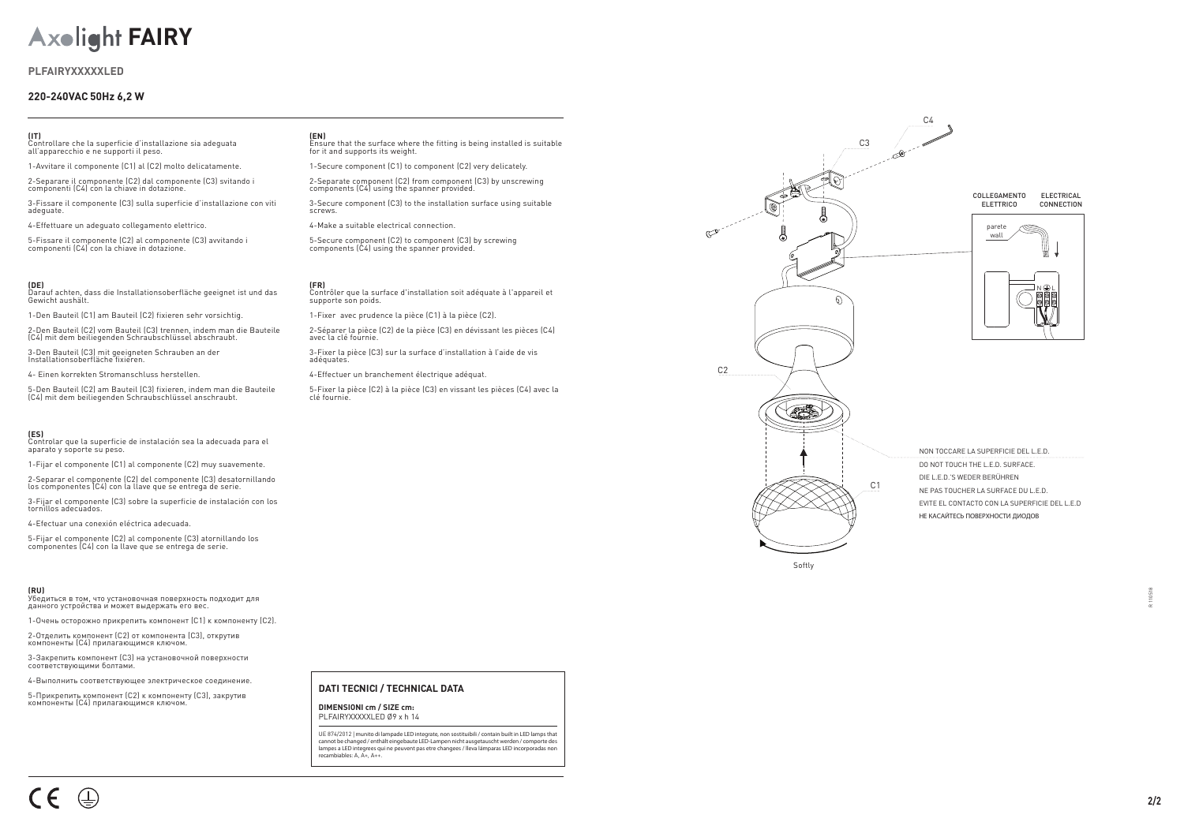# Axolight FAIRY

**PLFAIRYXXXXXLED**

**220-240VAC 50Hz 6,2 W**

**(IT)**
Controllare che la superficie d'installazione sia adeguata all'apparecchio e ne supporti il peso.

1-Avvitare il componente (C1) al (C2) molto delicatamente.

2-Separare il componente (C2) dal componente (C3) svitando i componenti (C4) con la chiave in dotazione.

3-Fissare il componente (C3) sulla superficie d'installazione con viti adeguate.

4-Effettuare un adeguato collegamento elettrico.

5-Fissare il componente (C2) al componente (C3) avvitando i componenti (C4) con la chiave in dotazione.

**(EN)**
Ensure that the surface where the fitting is being installed is suitable for it and supports its weight.

1-Secure component (C1) to component (C2) very delicately.

2-Separate component (C2) from component (C3) by unscrewing components (C4) using the spanner provided.

3-Secure component (C3) to the installation surface using suitable screws.

4-Make a suitable electrical connection.

5-Secure component (C2) to component (C3) by screwing components (C4) using the spanner provided.

**(DE)**
Darauf achten, dass die Installationsoberfläche geeignet ist und das Gewicht aushält.

1-Den Bauteil (C1) am Bauteil (C2) fixieren sehr vorsichtig.

2-Den Bauteil (C2) vom Bauteil (C3) trennen, indem man die Bauteile (C4) mit dem beiliegenden Schraubschlüssel abschraubt.

3-Den Bauteil (C3) mit geeigneten Schrauben an der Installationsoberfläche fixieren.

4- Einen korrekten Stromanschluss herstellen.

5-Den Bauteil (C2) am Bauteil (C3) fixieren, indem man die Bauteile (C4) mit dem beiliegenden Schraubschlüssel anschraubt.

**(FR)**
Contrôler que la surface d'installation soit adéquate à l'appareil et supporte son poids.

1-Fixer avec prudence la pièce (C1) à la pièce (C2).

2-Séparer la pièce (C2) de la pièce (C3) en dévissant les pièces (C4) avec la clé fournie.

3-Fixer la pièce (C3) sur la surface d'installation à l'aide de vis adéquates.

4-Effectuer un branchement électrique adéquat.

5-Fixer la pièce (C2) à la pièce (C3) en vissant les pièces (C4) avec la clé fournie.

**(ES)**
Controlar que la superficie de instalación sea la adecuada para el aparato y soporte su peso.

1-Fijar el componente (C1) al componente (C2) muy suavemente.

2-Separar el componente (C2) del componente (C3) desatornillando los componentes (C4) con la llave que se entrega de serie.

3-Fijar el componente (C3) sobre la superficie de instalación con los tornillos adecuados.

4-Efectuar una conexión eléctrica adecuada.

5-Fijar el componente (C2) al componente (C3) atornillando los componentes (C4) con la llave que se entrega de serie.

**(RU)**
Убедиться в том, что установочная поверхность подходит для данного устройства и может выдержать его вес.

1-Очень осторожно прикрепить компонент (C1) к компоненту (C2).

2-Отделить компонент (C2) от компонента (C3), открутив компоненты (C4) прилагающимся ключом.

3-Закрепить компонент (C3) на установочной поверхности соответствующими болтами.

4-Выполнить соответствующее электрическое соединение.

5-Прикрепить компонент (C2) к компоненту (C3), закрутив компоненты (C4) прилагающимся ключом.

C4

C3

C2

C1

Softly

COLLEGAMENTO ELETTRICO

ELECTRICAL CONNECTION

parete
wall

N L

NON TOCCARE LA SUPERFICIE DEL L.E.D.
DO NOT TOUCH THE L.E.D. SURFACE.
DIE L.E.D.'S WEDER BERÜHREN
NE PAS TOUCHER LA SURFACE DU L.E.D.
EVITE EL CONTACTO CON LA SUPERFICIE DEL L.E.D
НЕ КАСАЙТЕСЬ ПОВЕРХНОСТИ ДИОДОВ

## DATI TECNICI / TECHNICAL DATA

**DIMENSIONI cm / SIZE cm:**
PLFAIRYXXXXXLED Ø9 x h 14

UE 874/2012 | munito di lampade LED integrate, non sostituibili / contain built in LED lamps that cannot be changed / enthält eingebaute LED-Lampen nicht ausgetauscht werden / comporte des lampes a LED integrees qui ne peuvent pas etre changees / lleva lámparas LED incorporadas non recambiables: A, A+, A++.

R 110518